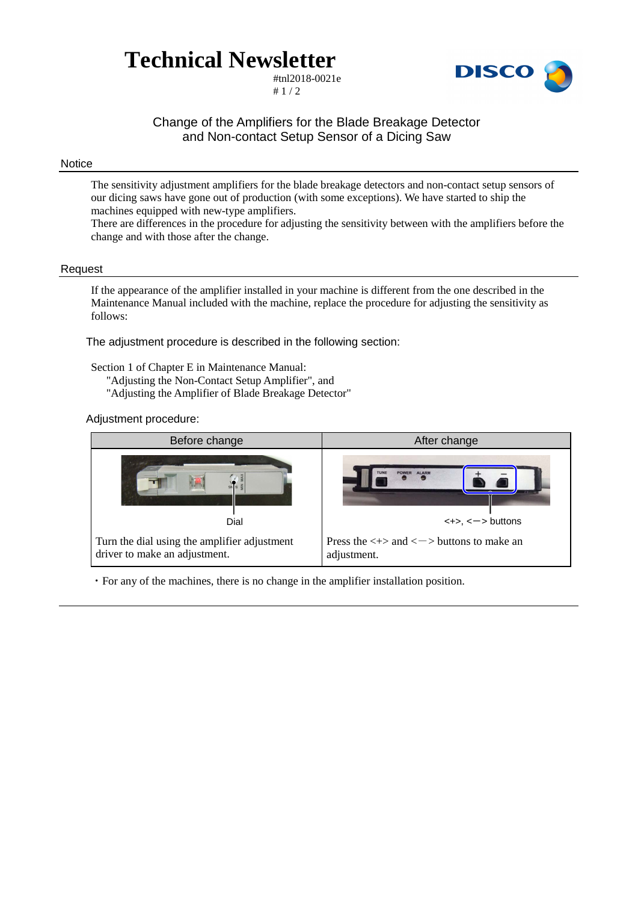# Technical Newsletter

#tnl2018-0021e

## Change of the Amplifiers for the Blade Breakage Detector and Non-contact Setup Sensor of a Dicing Saw

### Notice

The sensitivity adjustment amplifiers for the blade breakage detectors and non-contact setup sensors of our dicing saws have gone out of production (with some exceptions). We have started to ship the machines equipped with new-type amplifiers.
There are differences in the procedure for adjusting the sensitivity between with the amplifiers before the change and with those after the change.

### Request

If the appearance of the amplifier installed in your machine is different from the one described in the Maintenance Manual included with the machine, replace the procedure for adjusting the sensitivity as follows:

The adjustment procedure is described in the following section:

Section 1 of Chapter E in Maintenance Manual:
"Adjusting the Non-Contact Setup Amplifier", and
"Adjusting the Amplifier of Blade Breakage Detector"

Adjustment procedure:

| Before change | After change |
| --- | --- |
| Dial | <+>, <−> buttons |
| Turn the dial using the amplifier adjustment driver to make an adjustment. | Press the <+> and <−> buttons to make an adjustment. |

・For any of the machines, there is no change in the amplifier installation position.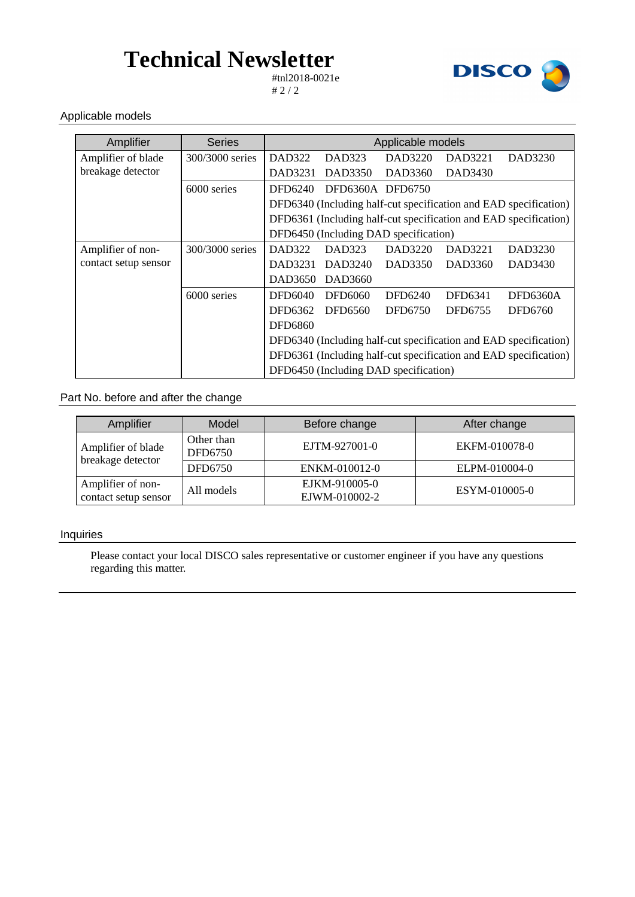## Applicable models

| Amplifier | Series | Applicable models |
|---|---|---|
| Amplifier of blade breakage detector | 300/3000 series | DAD322 DAD323 DAD3220 DAD3221 DAD3230 DAD3231 DAD3350 DAD3360 DAD3430 |
| | 6000 series | DFD6240 DFD6360A DFD6750<br>DFD6340 (Including half-cut specification and EAD specification)<br>DFD6361 (Including half-cut specification and EAD specification)<br>DFD6450 (Including DAD specification) |
| Amplifier of non-contact setup sensor | 300/3000 series | DAD322 DAD323 DAD3220 DAD3221 DAD3230 DAD3231 DAD3240 DAD3350 DAD3360 DAD3430 DAD3650 DAD3660 |
| | 6000 series | DFD6040 DFD6060 DFD6240 DFD6341 DFD6360A DFD6362 DFD6560 DFD6750 DFD6755 DFD6760 DFD6860<br>DFD6340 (Including half-cut specification and EAD specification)<br>DFD6361 (Including half-cut specification and EAD specification)<br>DFD6450 (Including DAD specification) |

## Part No. before and after the change

| Amplifier | Model | Before change | After change |
|---|---|---|---|
| Amplifier of blade breakage detector | Other than DFD6750 | EJTM-927001-0 | EKFM-010078-0 |
| | DFD6750 | ENKM-010012-0 | ELPM-010004-0 |
| Amplifier of non-contact setup sensor | All models | EJKM-910005-0<br>EJWM-010002-2 | ESYM-010005-0 |

## Inquiries

Please contact your local DISCO sales representative or customer engineer if you have any questions regarding this matter.